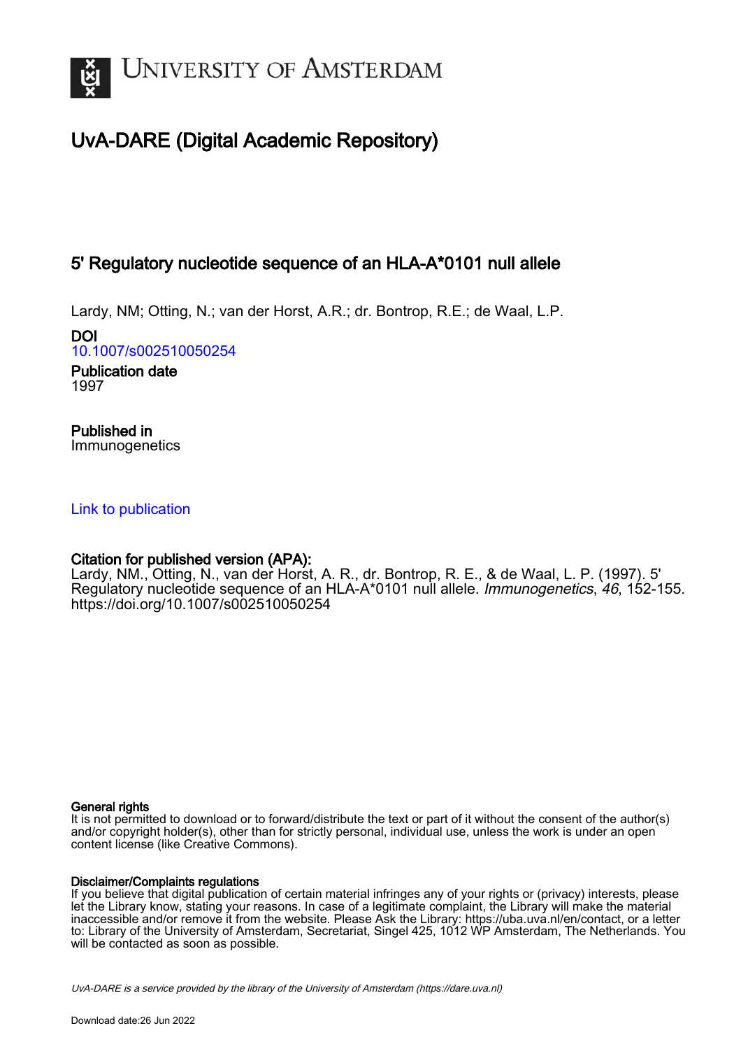UNIVERSITY OF AMSTERDAM

# UvA-DARE (Digital Academic Repository)

## 5' Regulatory nucleotide sequence of an HLA-A*0101 null allele

Lardy, NM; Otting, N.; van der Horst, A.R.; dr. Bontrop, R.E.; de Waal, L.P.

**DOI**
10.1007/s002510050254

**Publication date**
1997

**Published in**
Immunogenetics

Link to publication

**Citation for published version (APA):**
Lardy, NM., Otting, N., van der Horst, A. R., dr. Bontrop, R. E., & de Waal, L. P. (1997). 5' Regulatory nucleotide sequence of an HLA-A*0101 null allele. *Immunogenetics*, *46*, 152-155. https://doi.org/10.1007/s002510050254

**General rights**
It is not permitted to download or to forward/distribute the text or part of it without the consent of the author(s) and/or copyright holder(s), other than for strictly personal, individual use, unless the work is under an open content license (like Creative Commons).

**Disclaimer/Complaints regulations**
If you believe that digital publication of certain material infringes any of your rights or (privacy) interests, please let the Library know, stating your reasons. In case of a legitimate complaint, the Library will make the material inaccessible and/or remove it from the website. Please Ask the Library: https://uba.uva.nl/en/contact, or a letter to: Library of the University of Amsterdam, Secretariat, Singel 425, 1012 WP Amsterdam, The Netherlands. You will be contacted as soon as possible.

UvA-DARE is a service provided by the library of the University of Amsterdam (https://dare.uva.nl)

Download date:26 Jun 2022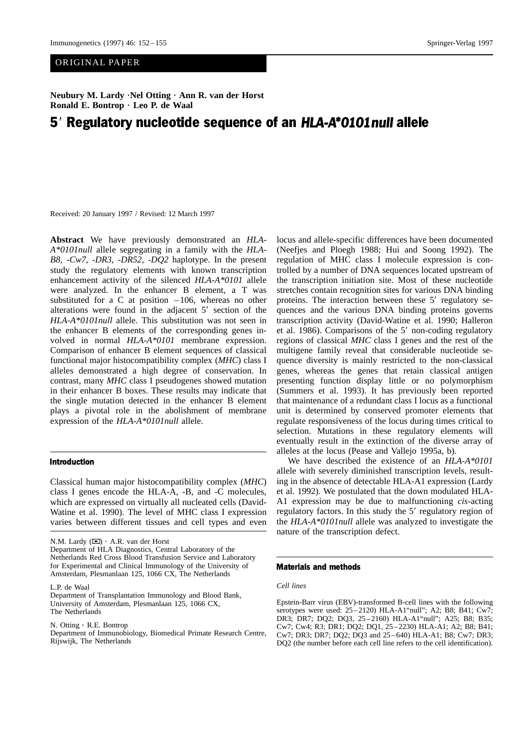ORIGINAL PAPER

**Neubury M. Lardy · Nel Otting · Ann R. van der Horst**
**Ronald E. Bontrop · Leo P. de Waal**

# 5′ Regulatory nucleotide sequence of an *HLA-A*0101null* allele

Received: 20 January 1997 / Revised: 12 March 1997

**Abstract** We have previously demonstrated an *HLA-A*0101null* allele segregating in a family with the *HLA-B8*, *-Cw7*, *-DR3*, *-DR52*, *-DQ2* haplotype. In the present study the regulatory elements with known transcription enhancement activity of the silenced *HLA-A*0101* allele were analyzed. In the enhancer B element, a T was substituted for a C at position –106, whereas no other alterations were found in the adjacent 5′ section of the *HLA-A*0101null* allele. This substitution was not seen in the enhancer B elements of the corresponding genes involved in normal *HLA-A*0101* membrane expression. Comparison of enhancer B element sequences of classical functional major histocompatibility complex (*MHC*) class I alleles demonstrated a high degree of conservation. In contrast, many *MHC* class I pseudogenes showed mutation in their enhancer B boxes. These results may indicate that the single mutation detected in the enhancer B element plays a pivotal role in the abolishment of membrane expression of the *HLA-A*0101null* allele.

## Introduction

Classical human major histocompatibility complex (*MHC*) class I genes encode the HLA-A, -B, and -C molecules, which are expressed on virtually all nucleated cells (David-Watine et al. 1990). The level of MHC class I expression varies between different tissues and cell types and even locus and allele-specific differences have been documented (Neefjes and Ploegh 1988; Hui and Soong 1992). The regulation of MHC class I molecule expression is controlled by a number of DNA sequences located upstream of the transcription initiation site. Most of these nucleotide stretches contain recognition sites for various DNA binding proteins. The interaction between these 5′ regulatory sequences and the various DNA binding proteins governs transcription activity (David-Watine et al. 1990; Halleron et al. 1986). Comparisons of the 5′ non-coding regulatory regions of classical *MHC* class I genes and the rest of the multigene family reveal that considerable nucleotide sequence diversity is mainly restricted to the non-classical genes, whereas the genes that retain classical antigen presenting function display little or no polymorphism (Summers et al. 1993). It has previously been reported that maintenance of a redundant class I locus as a functional unit is determined by conserved promoter elements that regulate responsiveness of the locus during times critical to selection. Mutations in these regulatory elements will eventually result in the extinction of the diverse array of alleles at the locus (Pease and Vallejo 1995a, b).

We have described the existence of an *HLA-A*0101* allele with severely diminished transcription levels, resulting in the absence of detectable HLA-A1 expression (Lardy et al. 1992). We postulated that the down modulated HLA-A1 expression may be due to malfunctioning *cis*-acting regulatory factors. In this study the 5′ regulatory region of the *HLA-A*0101null* allele was analyzed to investigate the nature of the transcription defect.

N.M. Lardy (✉) · A.R. van der Horst
Department of HLA Diagnostics, Central Laboratory of the Netherlands Red Cross Blood Transfusion Service and Laboratory for Experimental and Clinical Immunology of the University of Amsterdam, Plesmanlaan 125, 1066 CX, The Netherlands

L.P. de Waal
Department of Transplantation Immunology and Blood Bank, University of Amsterdam, Plesmanlaan 125, 1066 CX, The Netherlands

N. Otting · R.E. Bontrop
Department of Immunobiology, Biomedical Primate Research Centre, Rijswijk, The Netherlands

## Materials and methods

### Cell lines

Epstein-Barr virus (EBV)-transformed B-cell lines with the following serotypes were used: 25–2120) HLA-A1"null"; A2; B8; B41; Cw7; DR3; DR7; DQ2; DQ3, 25–2160) HLA-A1"null"; A25; B8; B35; Cw7; Cw4; R3; DR1; DQ2; DQ1, 25–2230) HLA-A1; A2; B8; B41; Cw7; DR3; DR7; DQ2; DQ3 and 25–640) HLA-A1; B8; Cw7; DR3; DQ2 (the number before each cell line refers to the cell identification).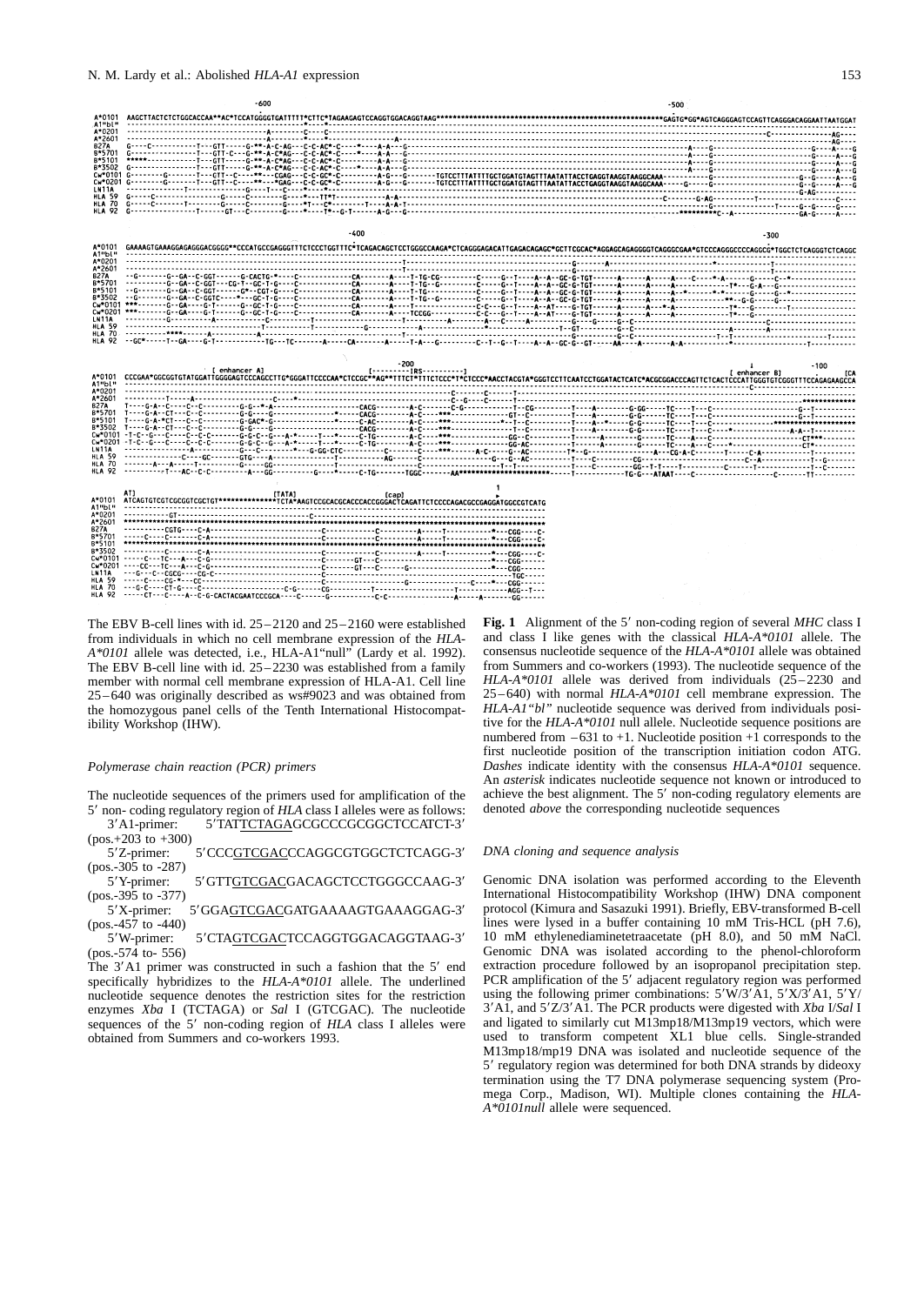The EBV B-cell lines with id. 25–2120 and 25–2160 were established from individuals in which no cell membrane expression of the *HLA-A\*0101* allele was detected, i.e., HLA-A1"null" (Lardy et al. 1992). The EBV B-cell line with id. 25–2230 was established from a family member with normal cell membrane expression of HLA-A1. Cell line 25–640 was originally described as ws#9023 and was obtained from the homozygous panel cells of the Tenth International Histocompatibility Workshop (IHW).

### *Polymerase chain reaction (PCR) primers*

The nucleotide sequences of the primers used for amplification of the 5′ non- coding regulatory region of *HLA* class I alleles were as follows:

3′A1-primer: 5′TAT<u>TCTAGA</u>GCGCCCGCGGCTCCATCT-3′ (pos.+203 to +300)

5′Z-primer: 5′CCC<u>GTCGAC</u>CCAGGCGTGGCTCTCAGG-3′ (pos.-305 to -287)

5′Y-primer: 5′GTT<u>GTCGAC</u>GACAGCTCCTGGGCCAAG-3′ (pos.-395 to -377)

5′X-primer: 5′GGA<u>GTCGAC</u>GATGAAAAGTGAAAGGAG-3′ (pos.-457 to -440)

5′W-primer: 5′CTA<u>GTCGAC</u>TCCAGGTGGACAGGTAAG-3′ (pos.-574 to- 556)

The 3′A1 primer was constructed in such a fashion that the 5′ end specifically hybridizes to the *HLA-A\*0101* allele. The underlined nucleotide sequence denotes the restriction sites for the restriction enzymes *Xba* I (TCTAGA) or *Sal* I (GTCGAC). The nucleotide sequences of the 5′ non-coding region of *HLA* class I alleles were obtained from Summers and co-workers 1993.

**Fig. 1** Alignment of the 5′ non-coding region of several *MHC* class I and class I like genes with the classical *HLA-A\*0101* allele. The consensus nucleotide sequence of the *HLA-A\*0101* allele was obtained from Summers and co-workers (1993). The nucleotide sequence of the *HLA-A\*0101* allele was derived from individuals (25–2230 and 25–640) with normal *HLA-A\*0101* cell membrane expression. The *HLA-A1"bl"* nucleotide sequence was derived from individuals positive for the *HLA-A\*0101* null allele. Nucleotide sequence positions are numbered from –631 to +1. Nucleotide position +1 corresponds to the first nucleotide position of the transcription initiation codon ATG. *Dashes* indicate identity with the consensus *HLA-A\*0101* sequence. An *asterisk* indicates nucleotide sequence not known or introduced to achieve the best alignment. The 5′ non-coding regulatory elements are denoted *above* the corresponding nucleotide sequences

### *DNA cloning and sequence analysis*

Genomic DNA isolation was performed according to the Eleventh International Histocompatibility Workshop (IHW) DNA component protocol (Kimura and Sasazuki 1991). Briefly, EBV-transformed B-cell lines were lysed in a buffer containing 10 mM Tris-HCL (pH 7.6), 10 mM ethylenediaminetetraacetate (pH 8.0), and 50 mM NaCl. Genomic DNA was isolated according to the phenol-chloroform extraction procedure followed by an isopropanol precipitation step. PCR amplification of the 5′ adjacent regulatory region was performed using the following primer combinations: 5′W/3′A1, 5′X/3′A1, 5′Y/3′A1, and 5′Z/3′A1. The PCR products were digested with *Xba* I/*Sal* I and ligated to similarly cut M13mp18/M13mp19 vectors, which were used to transform competent XL1 blue cells. Single-stranded M13mp18/mp19 DNA was isolated and nucleotide sequence of the 5′ regulatory region was determined for both DNA strands by dideoxy termination using the T7 DNA polymerase sequencing system (Promega Corp., Madison, WI). Multiple clones containing the *HLA-A\*0101null* allele were sequenced.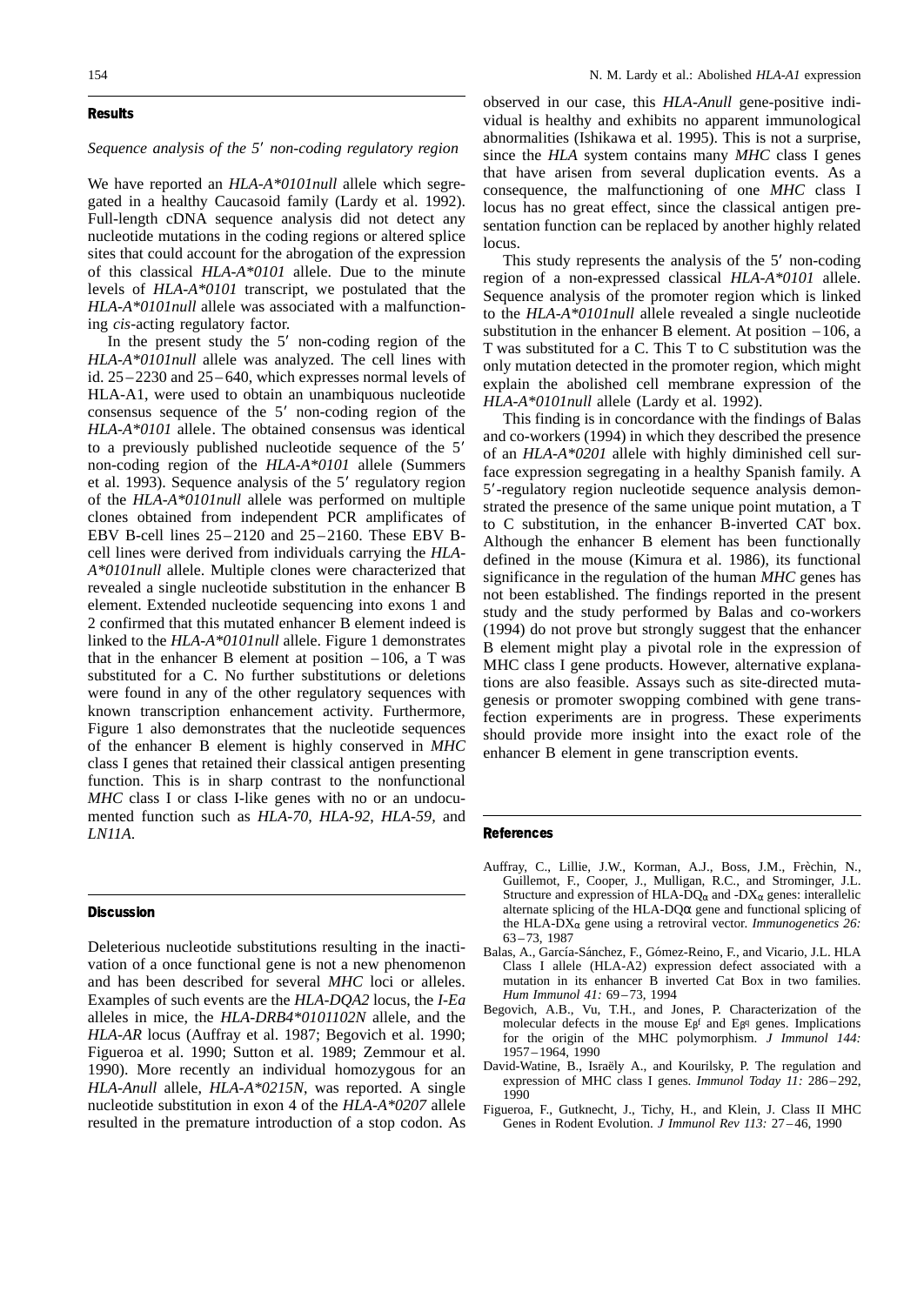## Results

### *Sequence analysis of the 5′ non-coding regulatory region*

We have reported an *HLA-A\*0101null* allele which segregated in a healthy Caucasoid family (Lardy et al. 1992). Full-length cDNA sequence analysis did not detect any nucleotide mutations in the coding regions or altered splice sites that could account for the abrogation of the expression of this classical *HLA-A\*0101* allele. Due to the minute levels of *HLA-A\*0101* transcript, we postulated that the *HLA-A\*0101null* allele was associated with a malfunctioning *cis*-acting regulatory factor.

In the present study the 5′ non-coding region of the *HLA-A\*0101null* allele was analyzed. The cell lines with id. 25–2230 and 25–640, which expresses normal levels of HLA-A1, were used to obtain an unambiquous nucleotide consensus sequence of the 5′ non-coding region of the *HLA-A\*0101* allele. The obtained consensus was identical to a previously published nucleotide sequence of the 5′ non-coding region of the *HLA-A\*0101* allele (Summers et al. 1993). Sequence analysis of the 5′ regulatory region of the *HLA-A\*0101null* allele was performed on multiple clones obtained from independent PCR amplificates of EBV B-cell lines 25–2120 and 25–2160. These EBV B-cell lines were derived from individuals carrying the *HLA-A\*0101null* allele. Multiple clones were characterized that revealed a single nucleotide substitution in the enhancer B element. Extended nucleotide sequencing into exons 1 and 2 confirmed that this mutated enhancer B element indeed is linked to the *HLA-A\*0101null* allele. Figure 1 demonstrates that in the enhancer B element at position –106, a T was substituted for a C. No further substitutions or deletions were found in any of the other regulatory sequences with known transcription enhancement activity. Furthermore, Figure 1 also demonstrates that the nucleotide sequences of the enhancer B element is highly conserved in *MHC* class I genes that retained their classical antigen presenting function. This is in sharp contrast to the nonfunctional *MHC* class I or class I-like genes with no or an undocumented function such as *HLA-70*, *HLA-92*, *HLA-59*, and *LN11A*.

## Discussion

Deleterious nucleotide substitutions resulting in the inactivation of a once functional gene is not a new phenomenon and has been described for several *MHC* loci or alleles. Examples of such events are the *HLA-DQA2* locus, the *I-Ea* alleles in mice, the *HLA-DRB4\*0101102N* allele, and the *HLA-AR* locus (Auffray et al. 1987; Begovich et al. 1990; Figueroa et al. 1990; Sutton et al. 1989; Zemmour et al. 1990). More recently an individual homozygous for an *HLA-Anull* allele, *HLA-A\*0215N*, was reported. A single nucleotide substitution in exon 4 of the *HLA-A\*0207* allele resulted in the premature introduction of a stop codon. As observed in our case, this *HLA-Anull* gene-positive individual is healthy and exhibits no apparent immunological abnormalities (Ishikawa et al. 1995). This is not a surprise, since the *HLA* system contains many *MHC* class I genes that have arisen from several duplication events. As a consequence, the malfunctioning of one *MHC* class I locus has no great effect, since the classical antigen presentation function can be replaced by another highly related locus.

This study represents the analysis of the 5′ non-coding region of a non-expressed classical *HLA-A\*0101* allele. Sequence analysis of the promoter region which is linked to the *HLA-A\*0101null* allele revealed a single nucleotide substitution in the enhancer B element. At position –106, a T was substituted for a C. This T to C substitution was the only mutation detected in the promoter region, which might explain the abolished cell membrane expression of the *HLA-A\*0101null* allele (Lardy et al. 1992).

This finding is in concordance with the findings of Balas and co-workers (1994) in which they described the presence of an *HLA-A\*0201* allele with highly diminished cell surface expression segregating in a healthy Spanish family. A 5′-regulatory region nucleotide sequence analysis demonstrated the presence of the same unique point mutation, a T to C substitution, in the enhancer B-inverted CAT box. Although the enhancer B element has been functionally defined in the mouse (Kimura et al. 1986), its functional significance in the regulation of the human *MHC* genes has not been established. The findings reported in the present study and the study performed by Balas and co-workers (1994) do not prove but strongly suggest that the enhancer B element might play a pivotal role in the expression of MHC class I gene products. However, alternative explanations are also feasible. Assays such as site-directed mutagenesis or promoter swopping combined with gene transfection experiments are in progress. These experiments should provide more insight into the exact role of the enhancer B element in gene transcription events.

## References

Auffray, C., Lillie, J.W., Korman, A.J., Boss, J.M., Frèchin, N., Guillemot, F., Cooper, J., Mulligan, R.C., and Strominger, J.L. Structure and expression of HLA-DQ$_\alpha$ and -DX$_\alpha$ genes: interallelic alternate splicing of the HLA-DQ$\alpha$ gene and functional splicing of the HLA-DX$_\alpha$ gene using a retroviral vector. *Immunogenetics 26:* 63–73, 1987

Balas, A., García-Sánchez, F., Gómez-Reino, F., and Vicario, J.L. HLA Class I allele (HLA-A2) expression defect associated with a mutation in its enhancer B inverted Cat Box in two families. *Hum Immunol 41:* 69–73, 1994

Begovich, A.B., Vu, T.H., and Jones, P. Characterization of the molecular defects in the mouse E$\beta^f$ and E$\beta^q$ genes. Implications for the origin of the MHC polymorphism. *J Immunol 144:* 1957–1964, 1990

David-Watine, B., Israëly A., and Kourilsky, P. The regulation and expression of MHC class I genes. *Immunol Today 11:* 286–292, 1990

Figueroa, F., Gutknecht, J., Tichy, H., and Klein, J. Class II MHC Genes in Rodent Evolution. *J Immunol Rev 113:* 27–46, 1990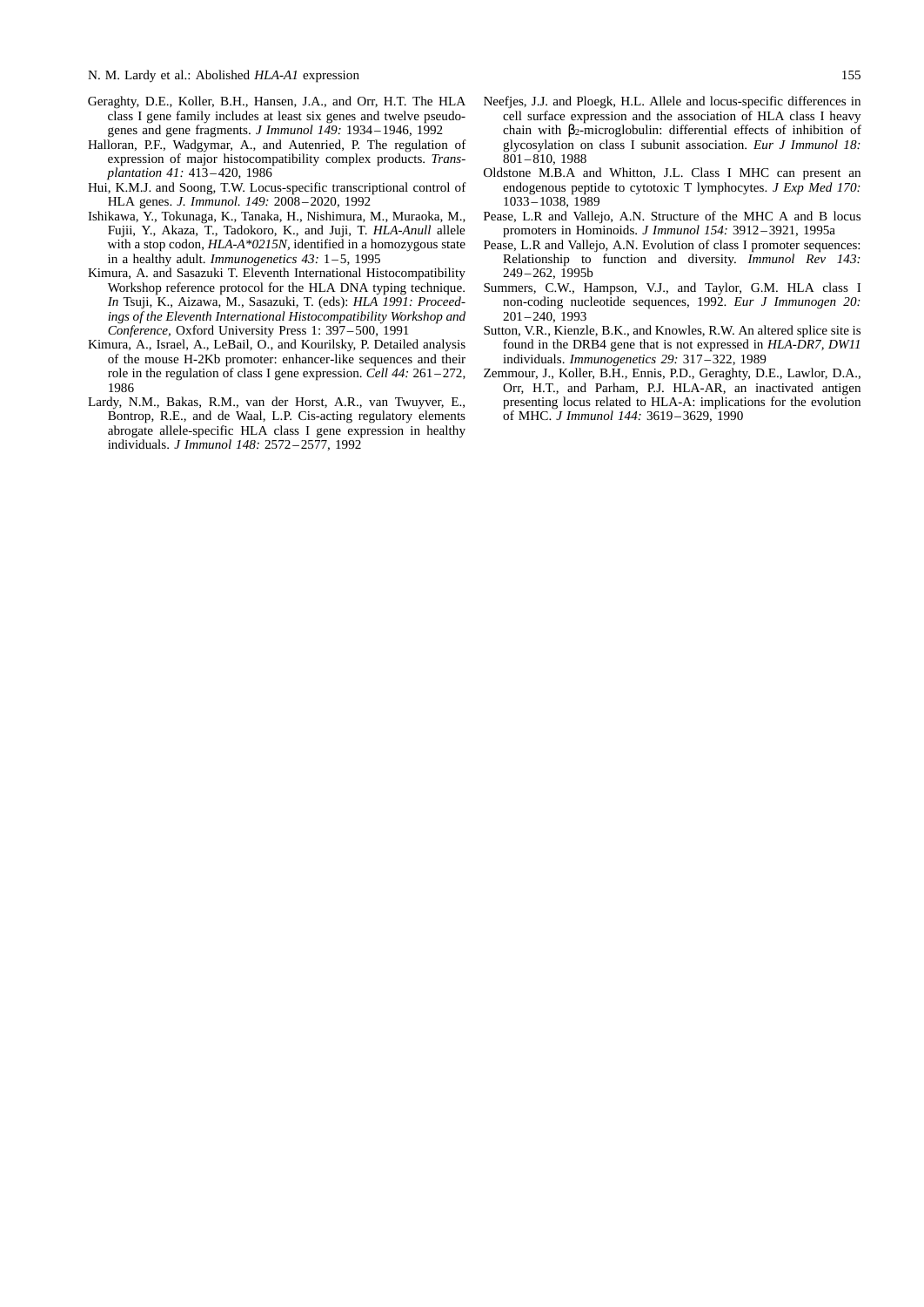Geraghty, D.E., Koller, B.H., Hansen, J.A., and Orr, H.T. The HLA class I gene family includes at least six genes and twelve pseudogenes and gene fragments. *J Immunol 149:* 1934 – 1946, 1992

Halloran, P.F., Wadgymar, A., and Autenried, P. The regulation of expression of major histocompatibility complex products. *Transplantation 41:* 413 – 420, 1986

Hui, K.M.J. and Soong, T.W. Locus-specific transcriptional control of HLA genes. *J. Immunol. 149:* 2008 – 2020, 1992

Ishikawa, Y., Tokunaga, K., Tanaka, H., Nishimura, M., Muraoka, M., Fujii, Y., Akaza, T., Tadokoro, K., and Juji, T. *HLA-Anull* allele with a stop codon, *HLA-A\*0215N,* identified in a homozygous state in a healthy adult. *Immunogenetics 43:* 1 – 5, 1995

Kimura, A. and Sasazuki T. Eleventh International Histocompatibility Workshop reference protocol for the HLA DNA typing technique. *In* Tsuji, K., Aizawa, M., Sasazuki, T. (eds): *HLA 1991: Proceedings of the Eleventh International Histocompatibility Workshop and Conference,* Oxford University Press 1: 397 – 500, 1991

Kimura, A., Israel, A., LeBail, O., and Kourilsky, P. Detailed analysis of the mouse H-2Kb promoter: enhancer-like sequences and their role in the regulation of class I gene expression. *Cell 44:* 261 – 272, 1986

Lardy, N.M., Bakas, R.M., van der Horst, A.R., van Twuyver, E., Bontrop, R.E., and de Waal, L.P. Cis-acting regulatory elements abrogate allele-specific HLA class I gene expression in healthy individuals. *J Immunol 148:* 2572 – 2577, 1992

Neefjes, J.J. and Ploegk, H.L. Allele and locus-specific differences in cell surface expression and the association of HLA class I heavy chain with $\beta_2$-microglobulin: differential effects of inhibition of glycosylation on class I subunit association. *Eur J Immunol 18:* 801 – 810, 1988

Oldstone M.B.A and Whitton, J.L. Class I MHC can present an endogenous peptide to cytotoxic T lymphocytes. *J Exp Med 170:* 1033 – 1038, 1989

Pease, L.R and Vallejo, A.N. Structure of the MHC A and B locus promoters in Hominoids. *J Immunol 154:* 3912 – 3921, 1995a

Pease, L.R and Vallejo, A.N. Evolution of class I promoter sequences: Relationship to function and diversity. *Immunol Rev 143:* 249 – 262, 1995b

Summers, C.W., Hampson, V.J., and Taylor, G.M. HLA class I non-coding nucleotide sequences, 1992. *Eur J Immunogen 20:* 201 – 240, 1993

Sutton, V.R., Kienzle, B.K., and Knowles, R.W. An altered splice site is found in the DRB4 gene that is not expressed in *HLA-DR7, DW11* individuals. *Immunogenetics 29:* 317 – 322, 1989

Zemmour, J., Koller, B.H., Ennis, P.D., Geraghty, D.E., Lawlor, D.A., Orr, H.T., and Parham, P.J. HLA-AR, an inactivated antigen presenting locus related to HLA-A: implications for the evolution of MHC. *J Immunol 144:* 3619 – 3629, 1990